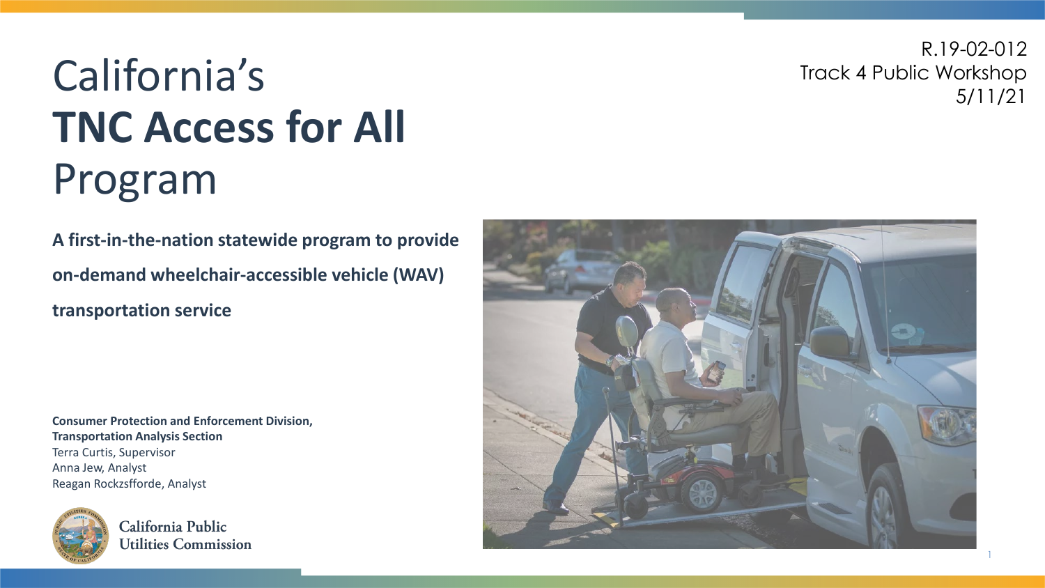R.19-02-012
Track 4 Public Workshop
5/11/21

# California's **TNC Access for All** Program

**A first-in-the-nation statewide program to provide on-demand wheelchair-accessible vehicle (WAV) transportation service**

**Consumer Protection and Enforcement Division,**
**Transportation Analysis Section**
Terra Curtis, Supervisor
Anna Jew, Analyst
Reagan Rockzsfforde, Analyst

California Public Utilities Commission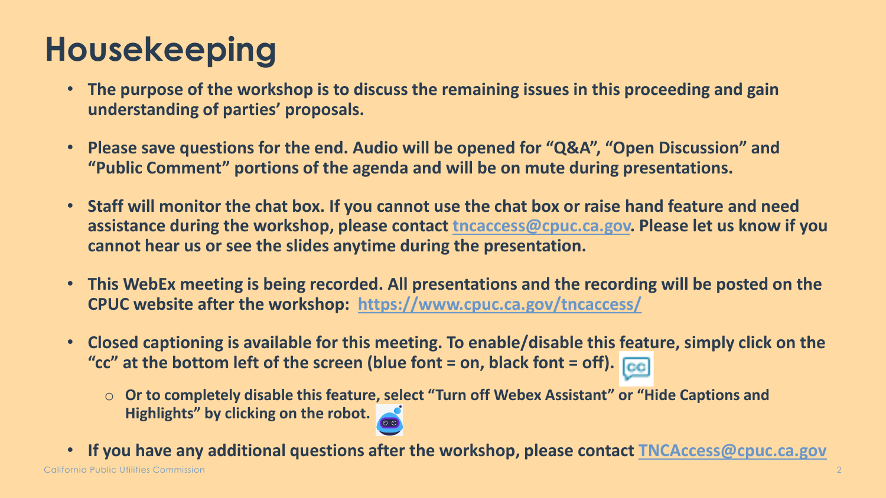# Housekeeping

- **The purpose of the workshop is to discuss the remaining issues in this proceeding and gain understanding of parties' proposals.**
- **Please save questions for the end. Audio will be opened for "Q&A", "Open Discussion" and "Public Comment" portions of the agenda and will be on mute during presentations.**
- **Staff will monitor the chat box. If you cannot use the chat box or raise hand feature and need assistance during the workshop, please contact [tncaccess@cpuc.ca.gov](mailto:tncaccess@cpuc.ca.gov). Please let us know if you cannot hear us or see the slides anytime during the presentation.**
- **This WebEx meeting is being recorded. All presentations and the recording will be posted on the CPUC website after the workshop: [https://www.cpuc.ca.gov/tncaccess/](https://www.cpuc.ca.gov/tncaccess/)**
- **Closed captioning is available for this meeting. To enable/disable this feature, simply click on the "cc" at the bottom left of the screen (blue font = on, black font = off).**
  - **Or to completely disable this feature, select "Turn off Webex Assistant" or "Hide Captions and Highlights" by clicking on the robot.**
- **If you have any additional questions after the workshop, please contact [TNCAccess@cpuc.ca.gov](mailto:TNCAccess@cpuc.ca.gov)**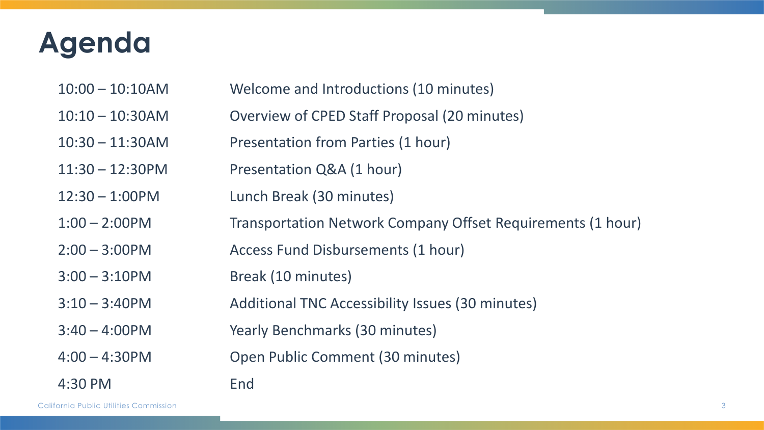# Agenda

| | |
|---|---|
| 10:00 – 10:10AM | Welcome and Introductions (10 minutes) |
| 10:10 – 10:30AM | Overview of CPED Staff Proposal (20 minutes) |
| 10:30 – 11:30AM | Presentation from Parties (1 hour) |
| 11:30 – 12:30PM | Presentation Q&A (1 hour) |
| 12:30 – 1:00PM | Lunch Break (30 minutes) |
| 1:00 – 2:00PM | Transportation Network Company Offset Requirements (1 hour) |
| 2:00 – 3:00PM | Access Fund Disbursements (1 hour) |
| 3:00 – 3:10PM | Break (10 minutes) |
| 3:10 – 3:40PM | Additional TNC Accessibility Issues (30 minutes) |
| 3:40 – 4:00PM | Yearly Benchmarks (30 minutes) |
| 4:00 – 4:30PM | Open Public Comment (30 minutes) |
| 4:30 PM | End |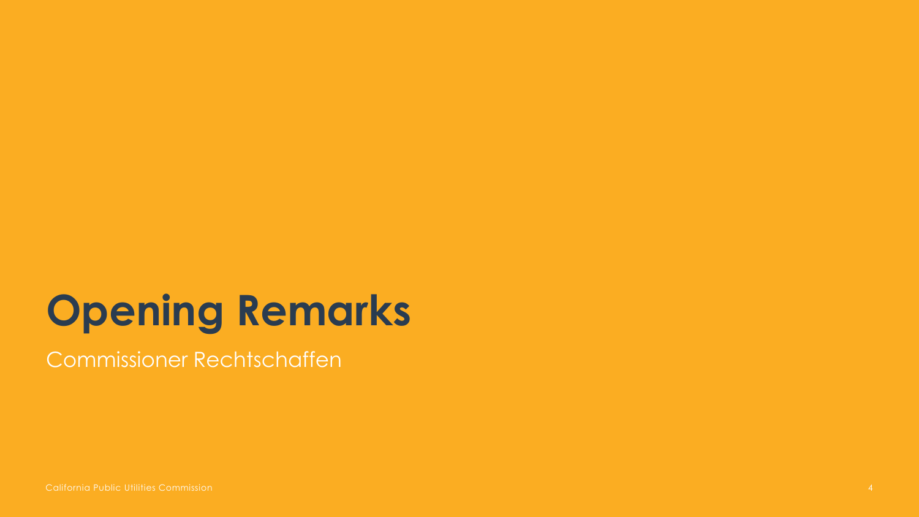# Opening Remarks

Commissioner Rechtschaffen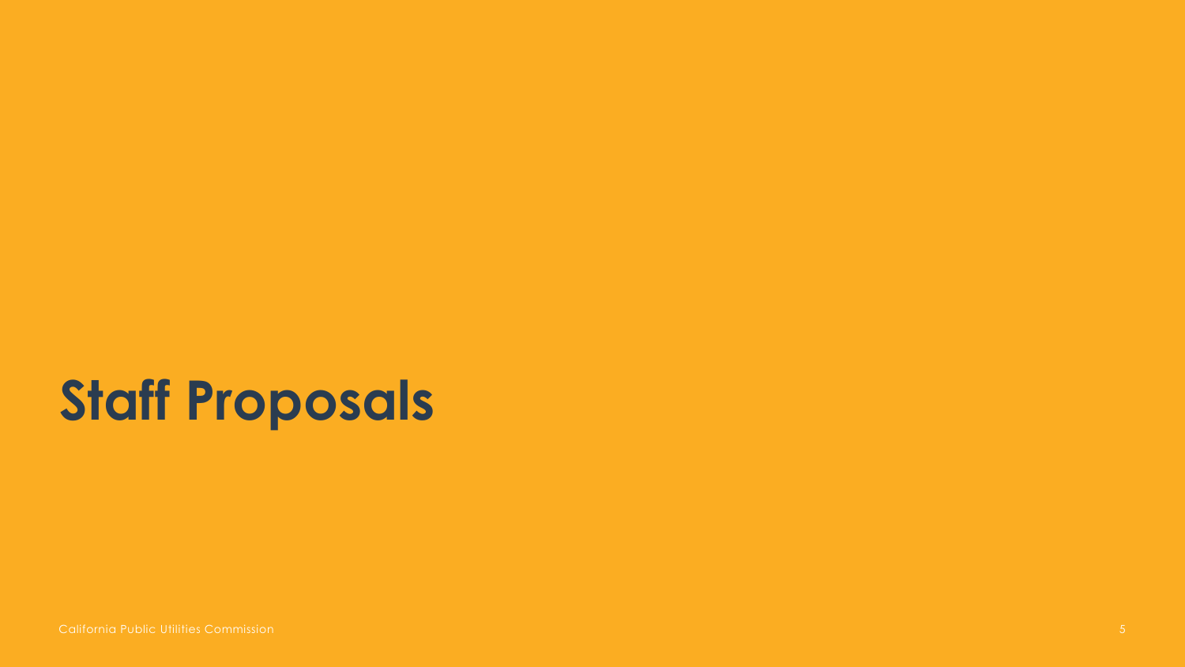# Staff Proposals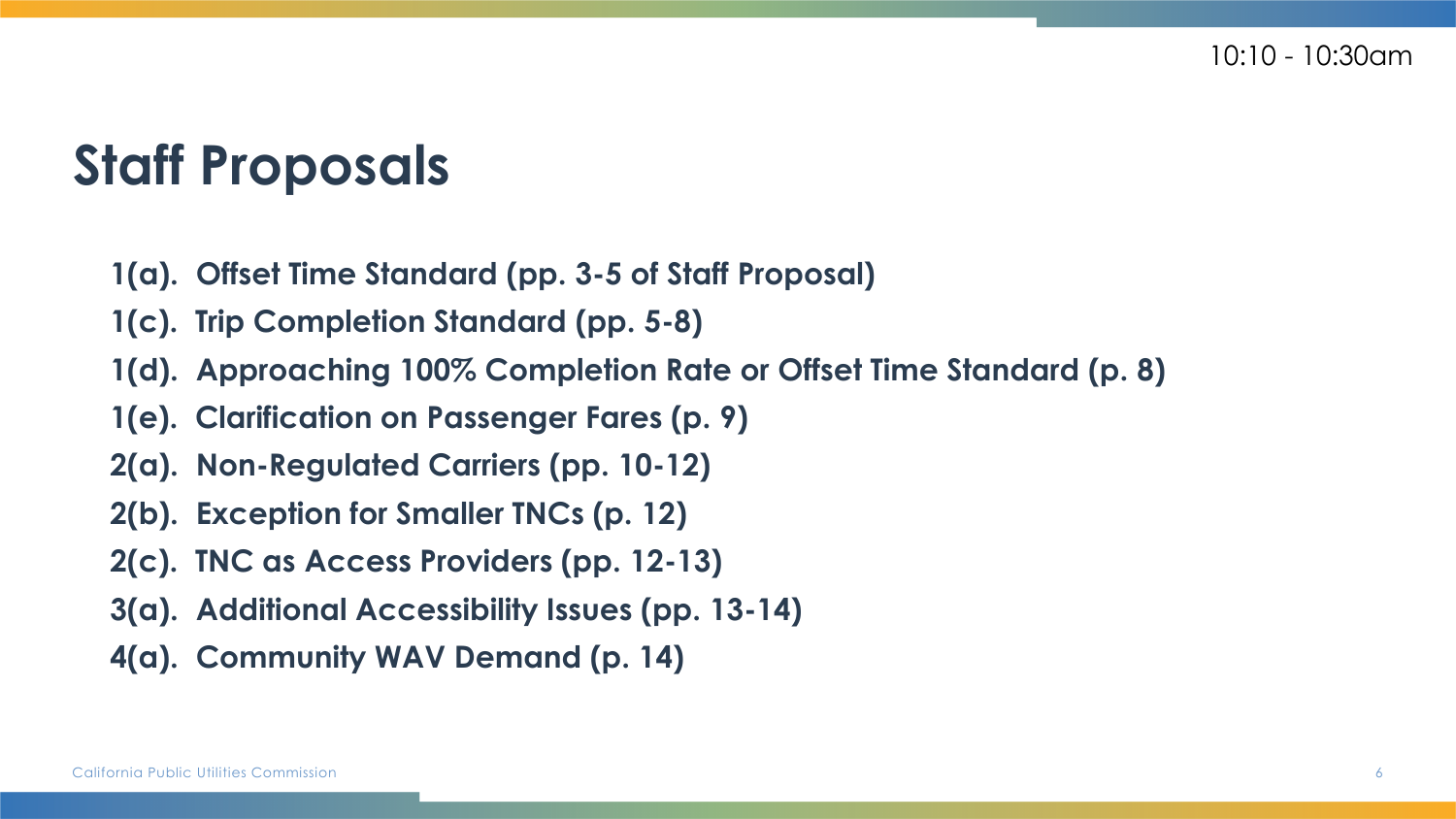10:10 - 10:30am

# Staff Proposals

- **1(a). Offset Time Standard (pp. 3-5 of Staff Proposal)**
- **1(c). Trip Completion Standard (pp. 5-8)**
- **1(d). Approaching 100% Completion Rate or Offset Time Standard (p. 8)**
- **1(e). Clarification on Passenger Fares (p. 9)**
- **2(a). Non-Regulated Carriers (pp. 10-12)**
- **2(b). Exception for Smaller TNCs (p. 12)**
- **2(c). TNC as Access Providers (pp. 12-13)**
- **3(a). Additional Accessibility Issues (pp. 13-14)**
- **4(a). Community WAV Demand (p. 14)**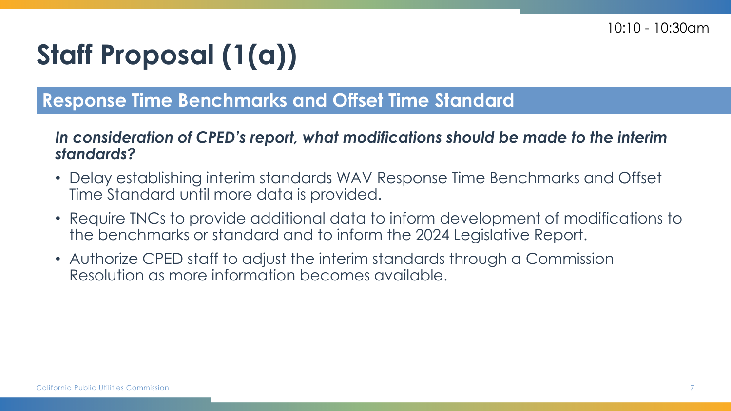10:10 - 10:30am

# Staff Proposal (1(a))

## Response Time Benchmarks and Offset Time Standard

***In consideration of CPED's report, what modifications should be made to the interim standards?***

- Delay establishing interim standards WAV Response Time Benchmarks and Offset Time Standard until more data is provided.
- Require TNCs to provide additional data to inform development of modifications to the benchmarks or standard and to inform the 2024 Legislative Report.
- Authorize CPED staff to adjust the interim standards through a Commission Resolution as more information becomes available.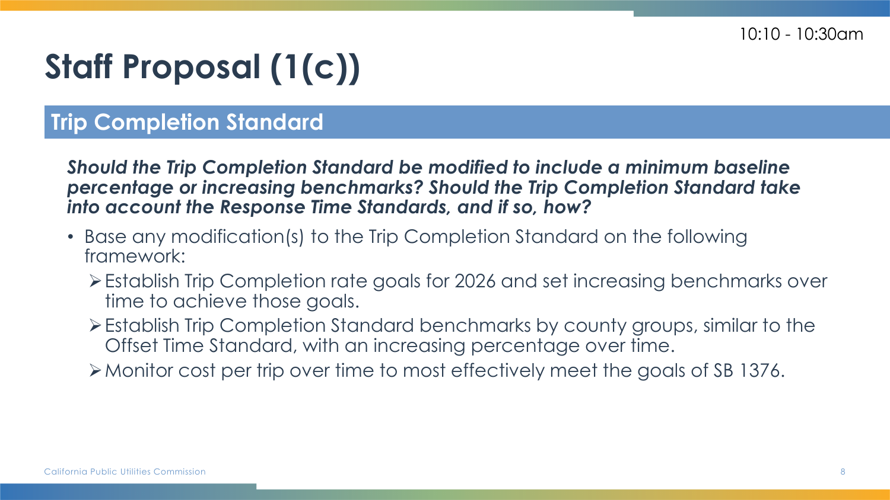10:10 - 10:30am

# Staff Proposal (1(c))

## Trip Completion Standard

***Should the Trip Completion Standard be modified to include a minimum baseline percentage or increasing benchmarks? Should the Trip Completion Standard take into account the Response Time Standards, and if so, how?***

- Base any modification(s) to the Trip Completion Standard on the following framework:
  - Establish Trip Completion rate goals for 2026 and set increasing benchmarks over time to achieve those goals.
  - Establish Trip Completion Standard benchmarks by county groups, similar to the Offset Time Standard, with an increasing percentage over time.
  - Monitor cost per trip over time to most effectively meet the goals of SB 1376.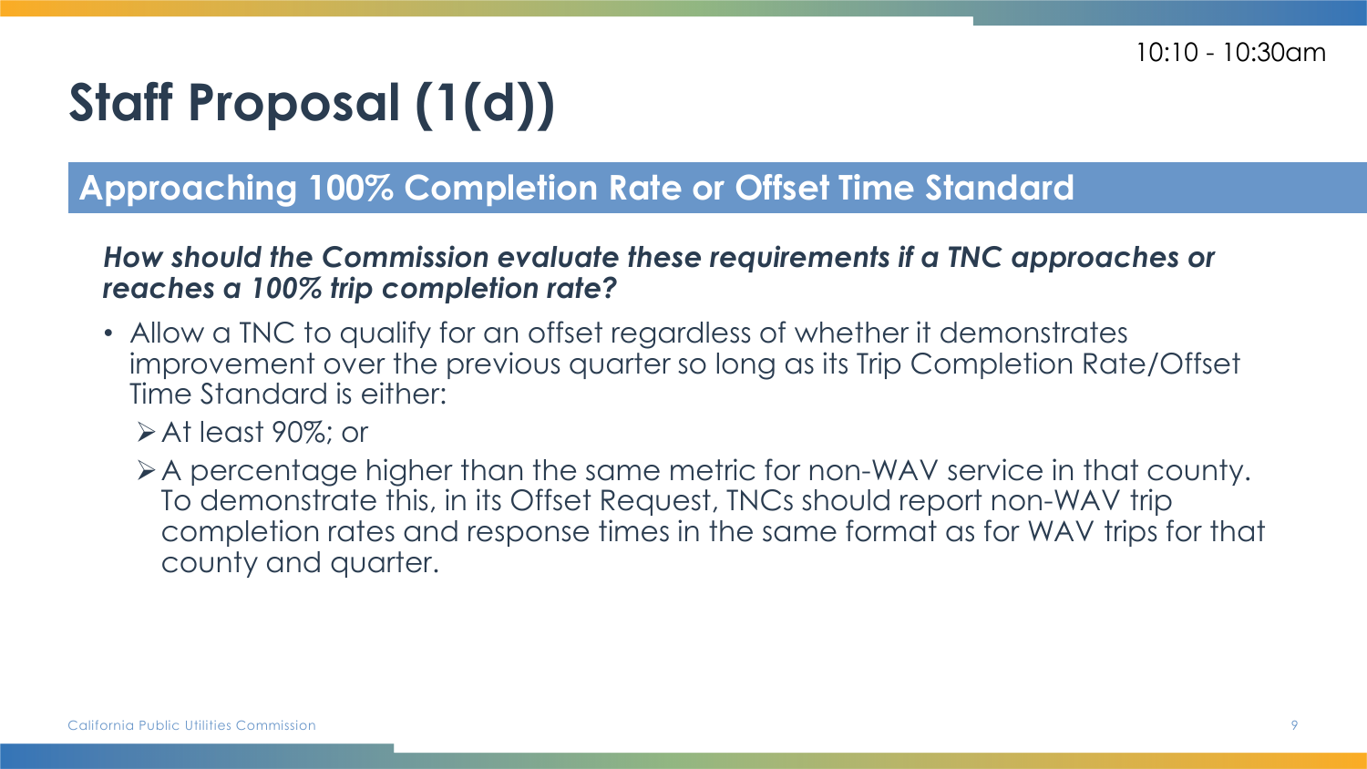10:10 - 10:30am

# Staff Proposal (1(d))

## Approaching 100% Completion Rate or Offset Time Standard

***How should the Commission evaluate these requirements if a TNC approaches or reaches a 100% trip completion rate?***

- Allow a TNC to qualify for an offset regardless of whether it demonstrates improvement over the previous quarter so long as its Trip Completion Rate/Offset Time Standard is either:
  - At least 90%; or
  - A percentage higher than the same metric for non-WAV service in that county. To demonstrate this, in its Offset Request, TNCs should report non-WAV trip completion rates and response times in the same format as for WAV trips for that county and quarter.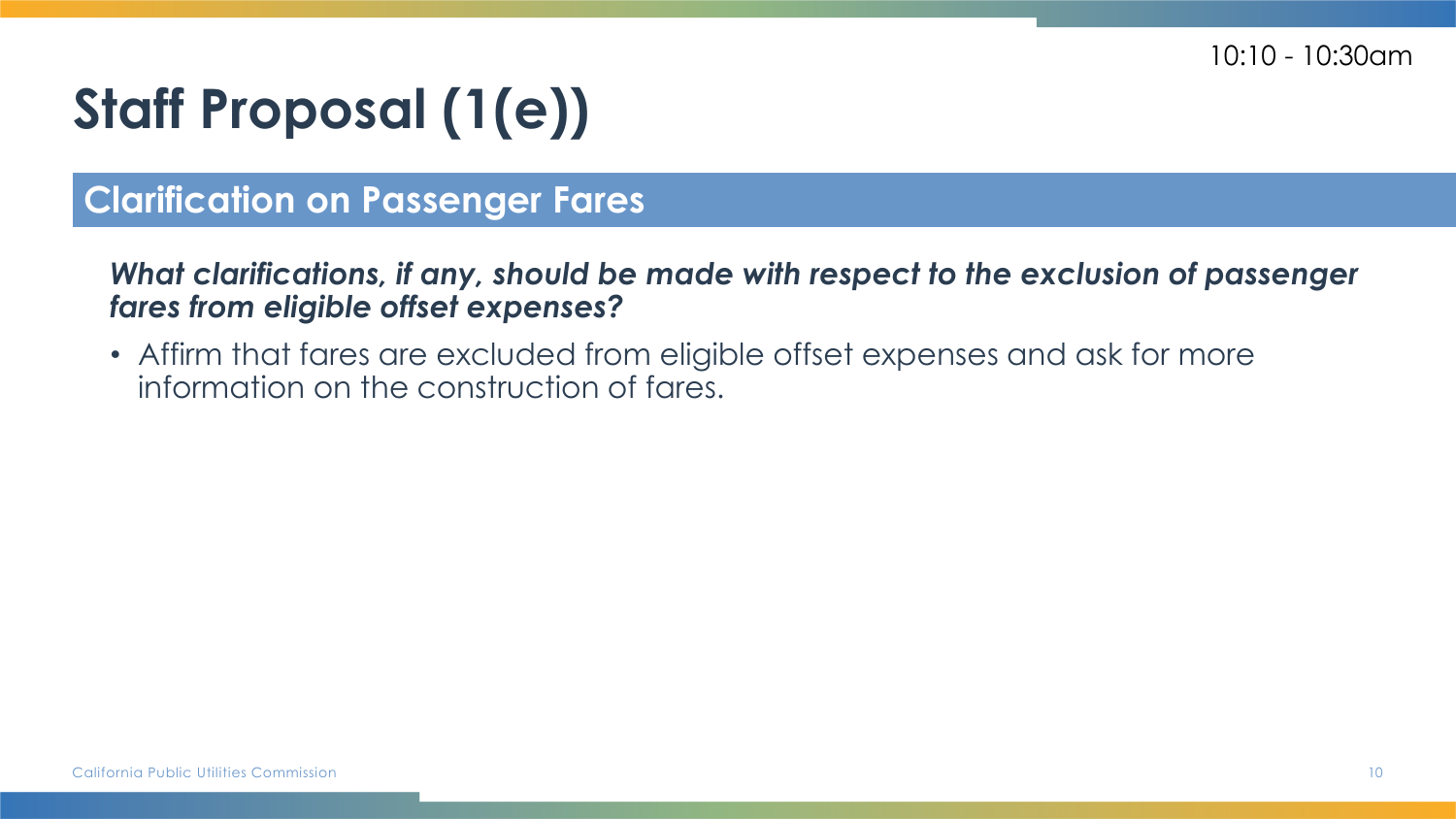10:10 - 10:30am

# Staff Proposal (1(e))

## Clarification on Passenger Fares

***What clarifications, if any, should be made with respect to the exclusion of passenger fares from eligible offset expenses?***

- Affirm that fares are excluded from eligible offset expenses and ask for more information on the construction of fares.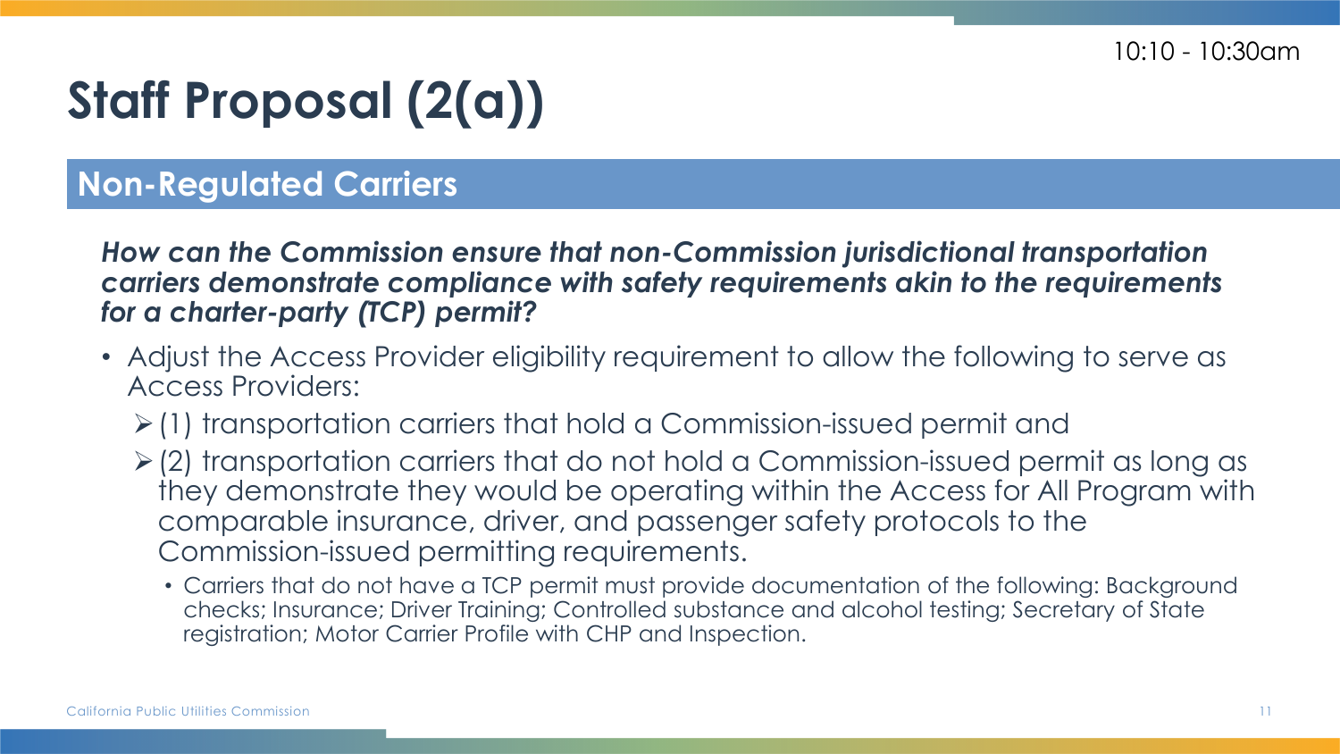10:10 - 10:30am

# Staff Proposal (2(a))

## Non-Regulated Carriers

***How can the Commission ensure that non-Commission jurisdictional transportation carriers demonstrate compliance with safety requirements akin to the requirements for a charter-party (TCP) permit?***

- Adjust the Access Provider eligibility requirement to allow the following to serve as Access Providers:
  - (1) transportation carriers that hold a Commission-issued permit and
  - (2) transportation carriers that do not hold a Commission-issued permit as long as they demonstrate they would be operating within the Access for All Program with comparable insurance, driver, and passenger safety protocols to the Commission-issued permitting requirements.
    - Carriers that do not have a TCP permit must provide documentation of the following: Background checks; Insurance; Driver Training; Controlled substance and alcohol testing; Secretary of State registration; Motor Carrier Profile with CHP and Inspection.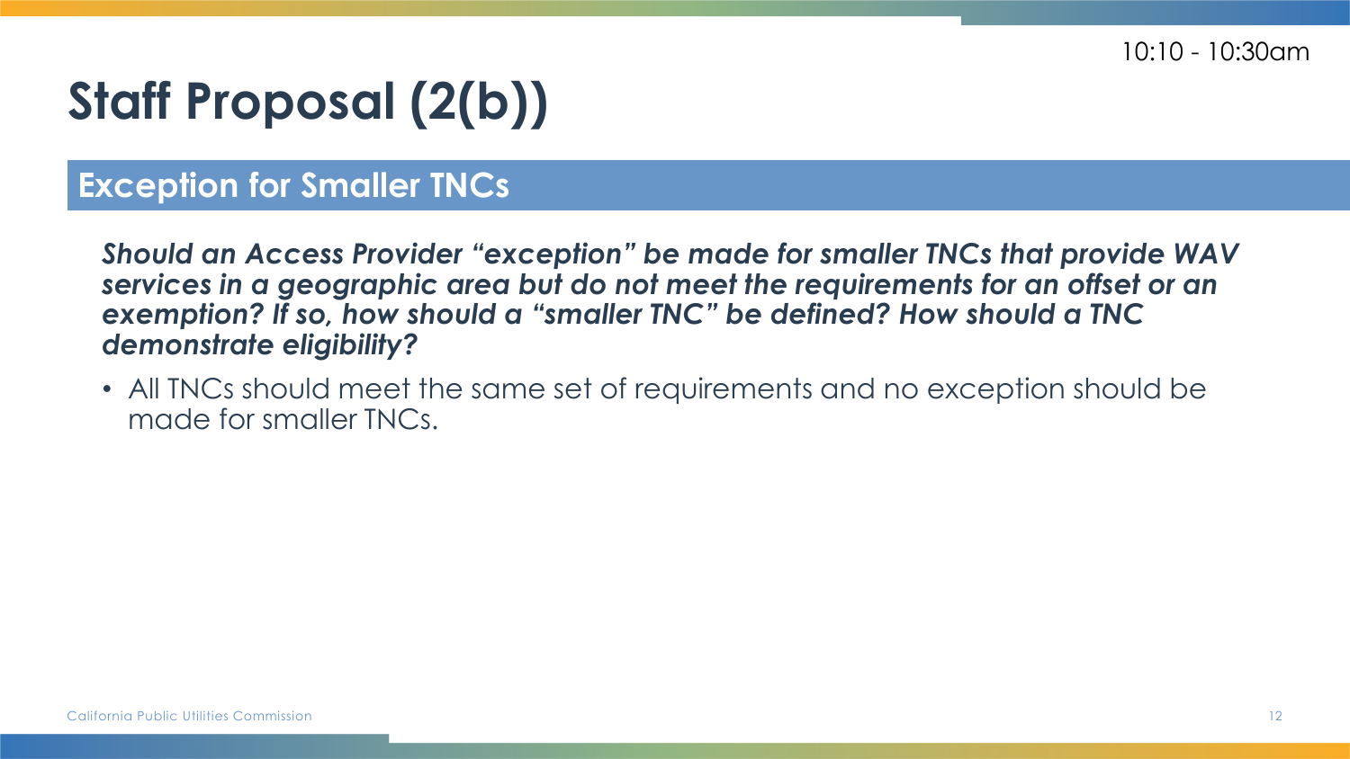10:10 - 10:30am

# Staff Proposal (2(b))

## Exception for Smaller TNCs

***Should an Access Provider “exception” be made for smaller TNCs that provide WAV services in a geographic area but do not meet the requirements for an offset or an exemption? If so, how should a “smaller TNC” be defined? How should a TNC demonstrate eligibility?***

- All TNCs should meet the same set of requirements and no exception should be made for smaller TNCs.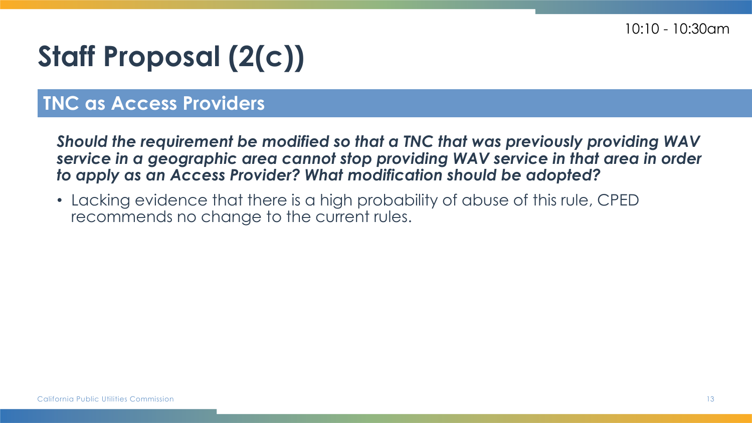10:10 - 10:30am

# Staff Proposal (2(c))

## TNC as Access Providers

***Should the requirement be modified so that a TNC that was previously providing WAV service in a geographic area cannot stop providing WAV service in that area in order to apply as an Access Provider? What modification should be adopted?***

- Lacking evidence that there is a high probability of abuse of this rule, CPED recommends no change to the current rules.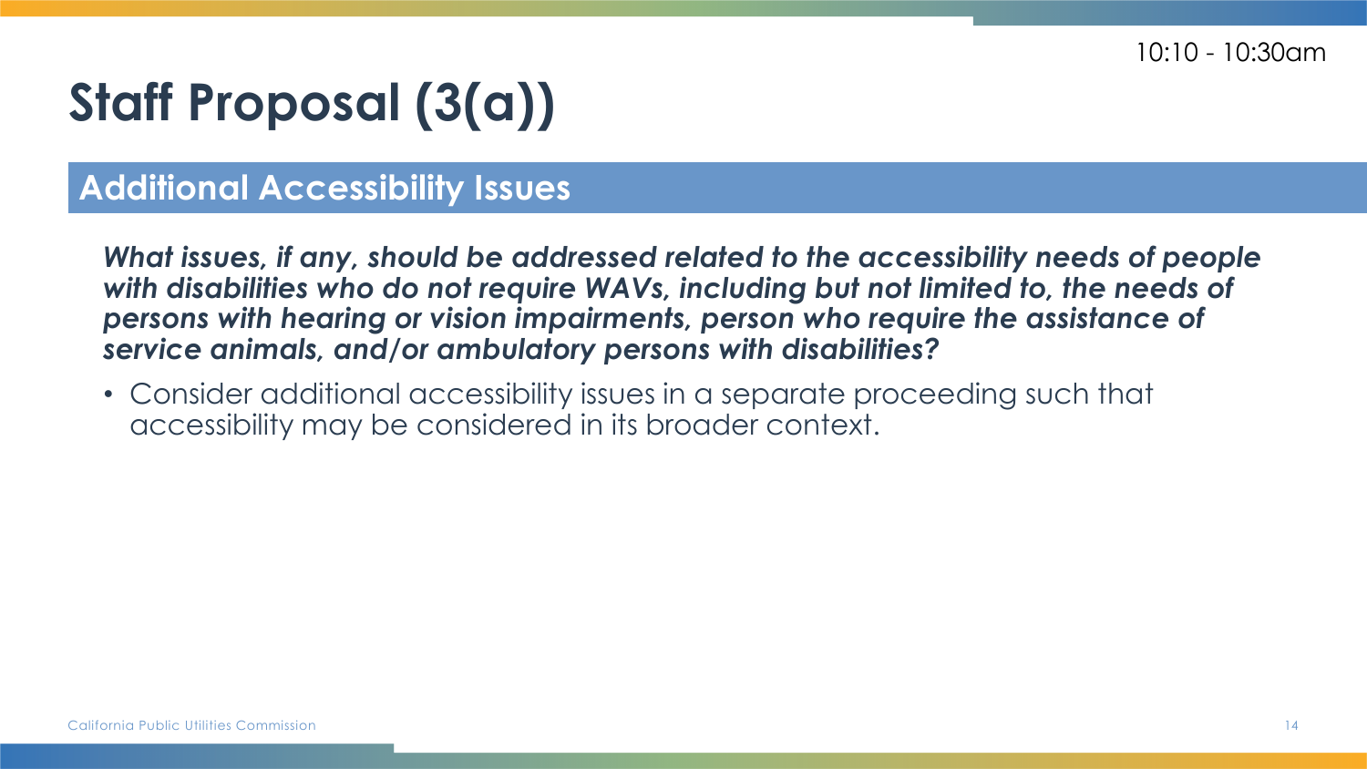10:10 - 10:30am

# Staff Proposal (3(a))

## Additional Accessibility Issues

***What issues, if any, should be addressed related to the accessibility needs of people with disabilities who do not require WAVs, including but not limited to, the needs of persons with hearing or vision impairments, person who require the assistance of service animals, and/or ambulatory persons with disabilities?***

- Consider additional accessibility issues in a separate proceeding such that accessibility may be considered in its broader context.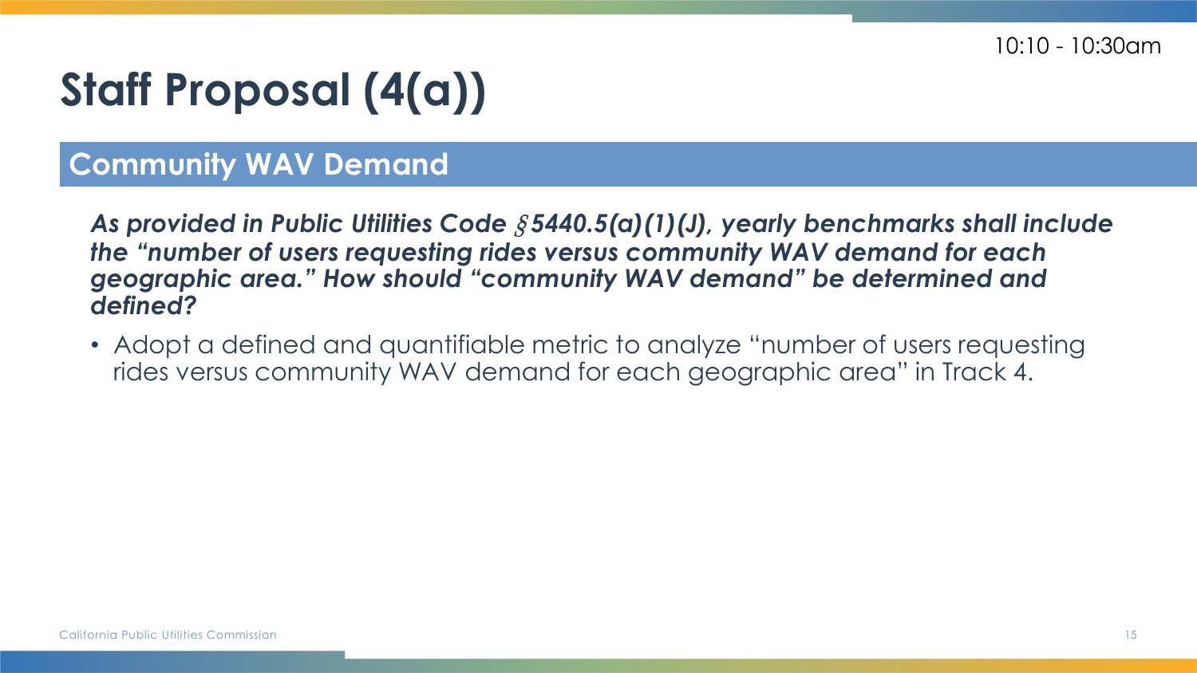10:10 - 10:30am

# Staff Proposal (4(a))

## Community WAV Demand

***As provided in Public Utilities Code §5440.5(a)(1)(J), yearly benchmarks shall include the "number of users requesting rides versus community WAV demand for each geographic area." How should "community WAV demand" be determined and defined?***

- Adopt a defined and quantifiable metric to analyze "number of users requesting rides versus community WAV demand for each geographic area" in Track 4.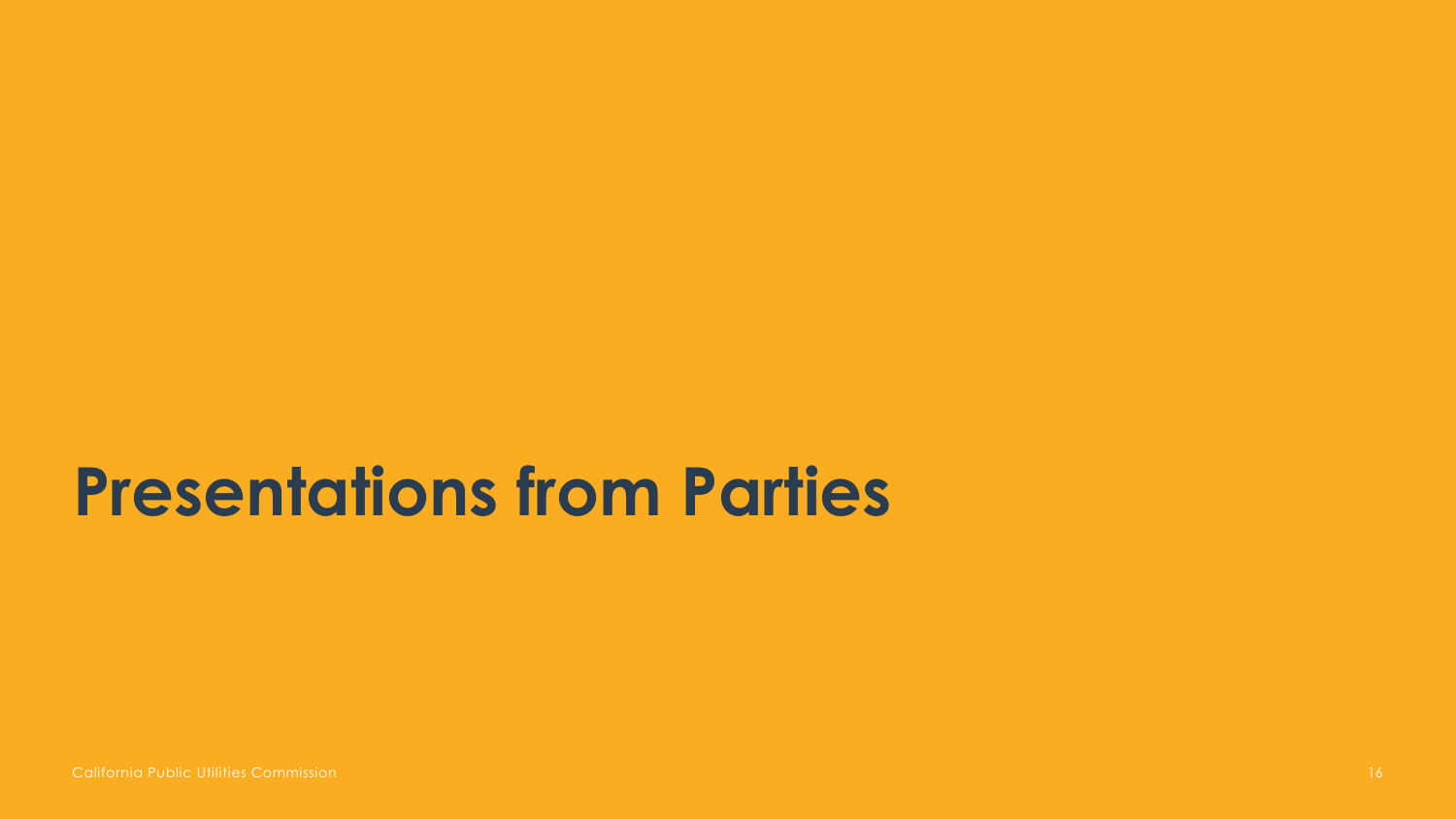# Presentations from Parties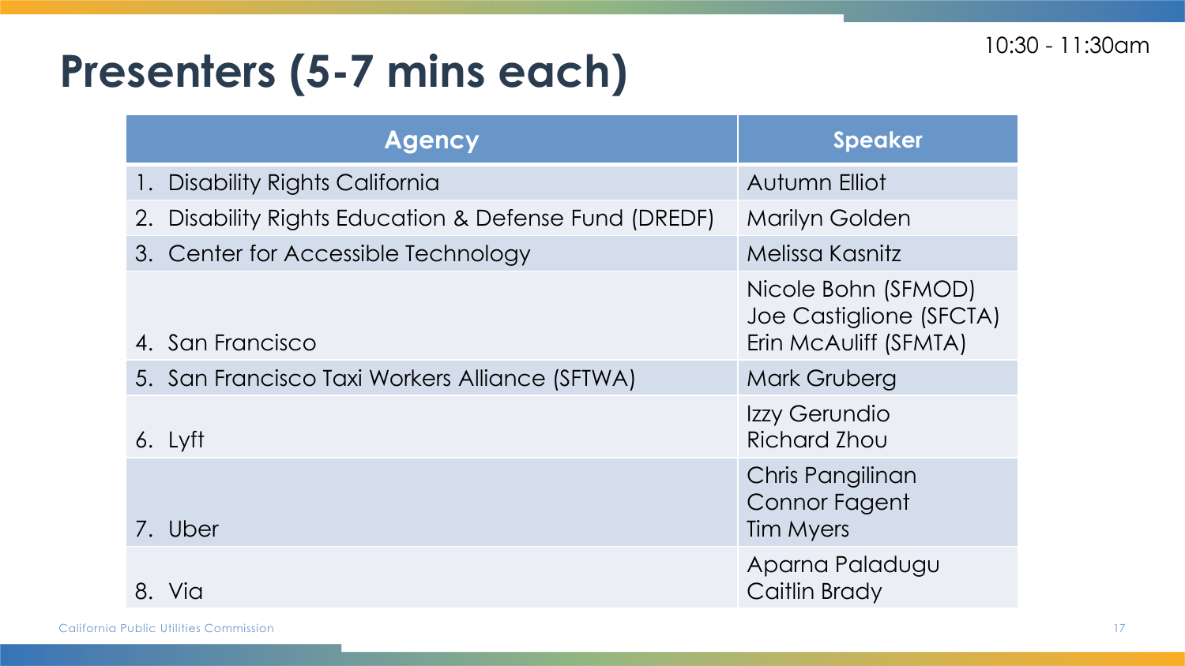# Presenters (5-7 mins each)

10:30 - 11:30am

| Agency | Speaker |
|---|---|
| 1. Disability Rights California | Autumn Elliot |
| 2. Disability Rights Education & Defense Fund (DREDF) | Marilyn Golden |
| 3. Center for Accessible Technology | Melissa Kasnitz |
| 4. San Francisco | Nicole Bohn (SFMOD)<br>Joe Castiglione (SFCTA)<br>Erin McAuliff (SFMTA) |
| 5. San Francisco Taxi Workers Alliance (SFTWA) | Mark Gruberg |
| 6. Lyft | Izzy Gerundio<br>Richard Zhou |
| 7. Uber | Chris Pangilinan<br>Connor Fagent<br>Tim Myers |
| 8. Via | Aparna Paladugu<br>Caitlin Brady |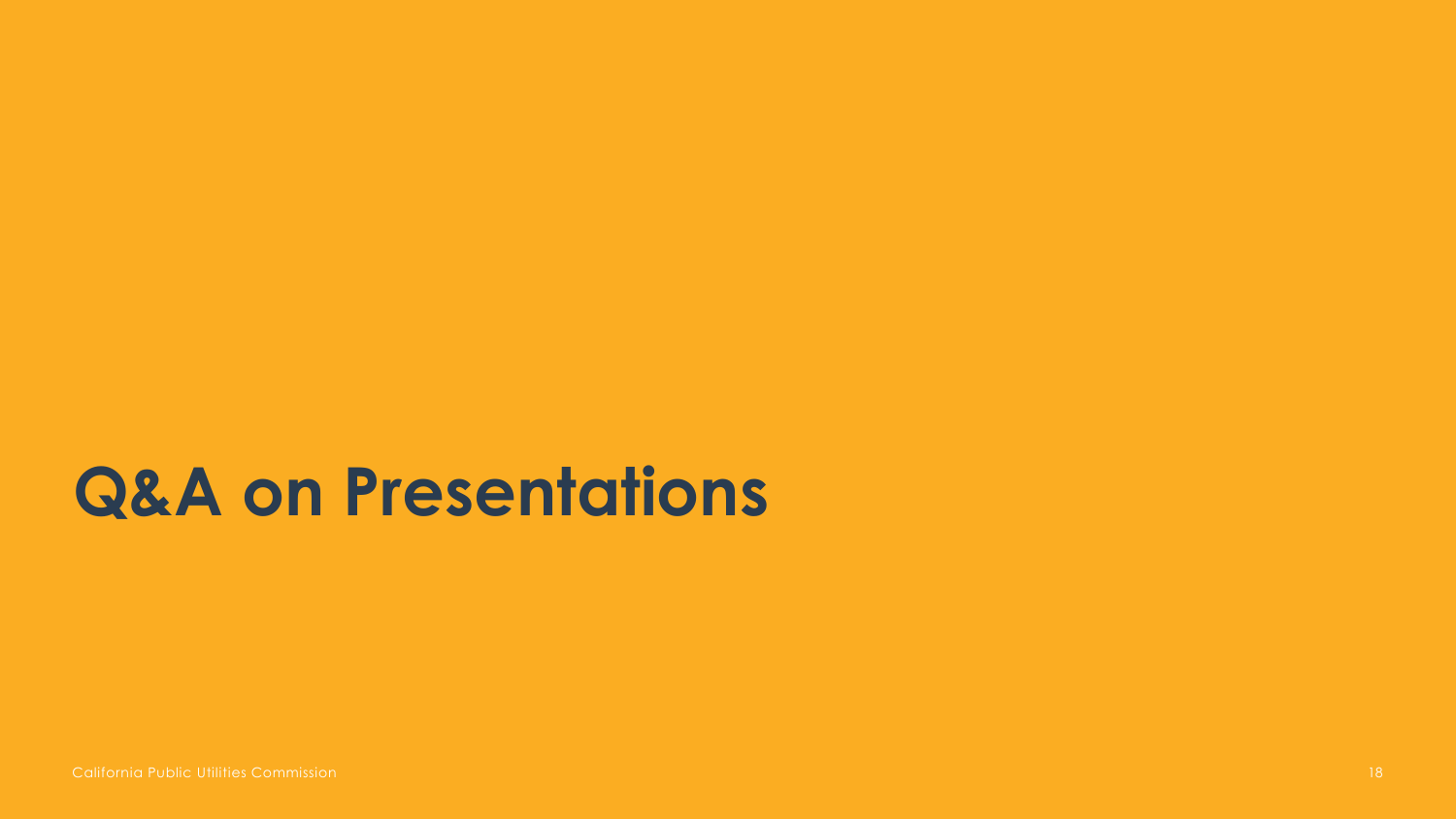# Q&A on Presentations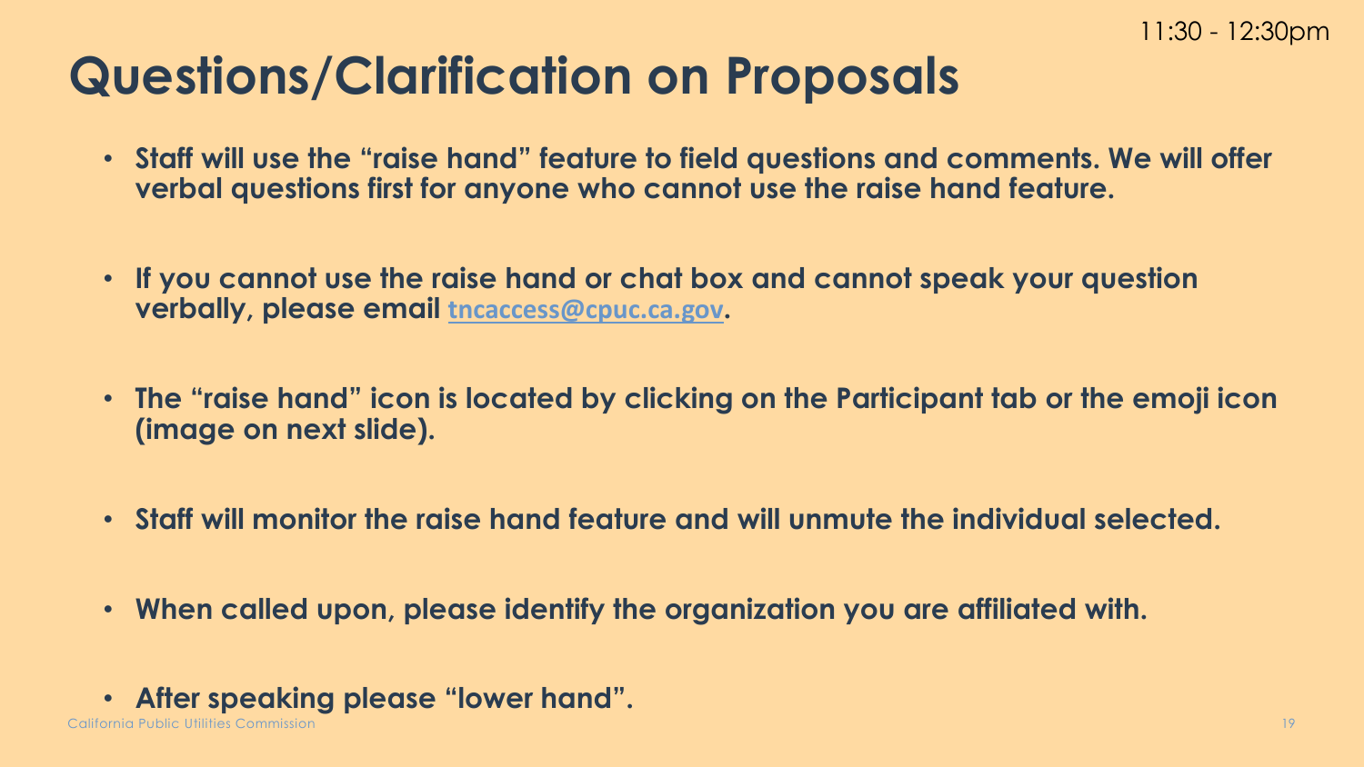11:30 - 12:30pm

# Questions/Clarification on Proposals

- **Staff will use the "raise hand" feature to field questions and comments. We will offer verbal questions first for anyone who cannot use the raise hand feature.**
- **If you cannot use the raise hand or chat box and cannot speak your question verbally, please email tncaccess@cpuc.ca.gov.**
- **The "raise hand" icon is located by clicking on the Participant tab or the emoji icon (image on next slide).**
- **Staff will monitor the raise hand feature and will unmute the individual selected.**
- **When called upon, please identify the organization you are affiliated with.**
- **After speaking please "lower hand".**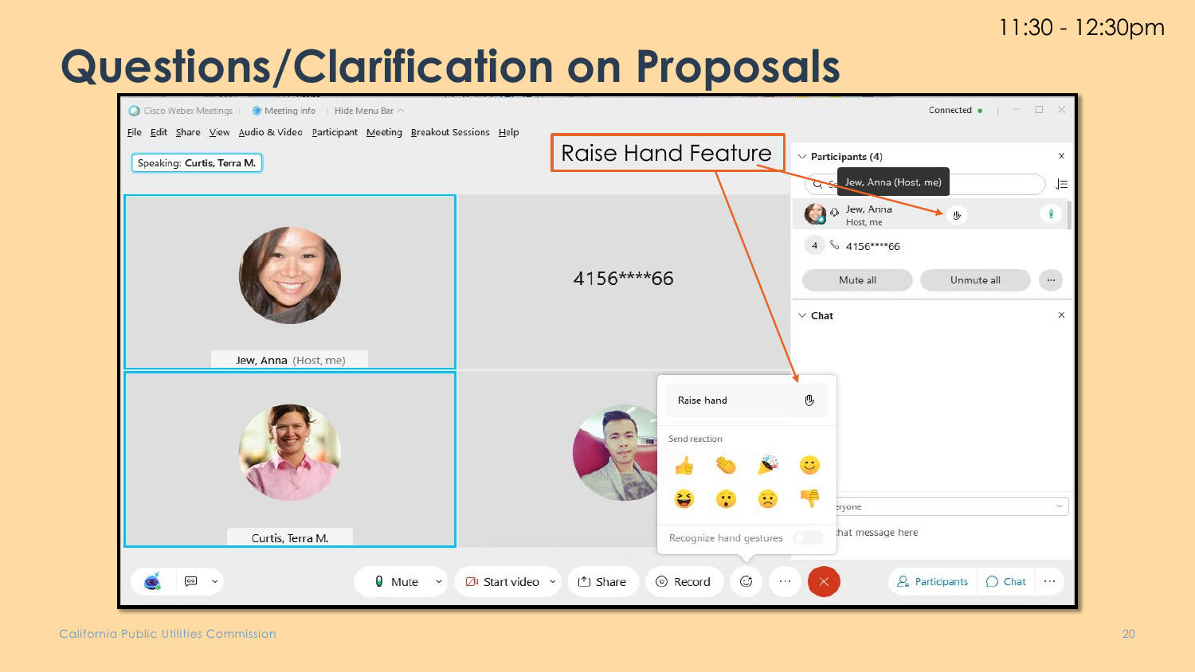11:30 - 12:30pm

# Questions/Clarification on Proposals

Raise Hand Feature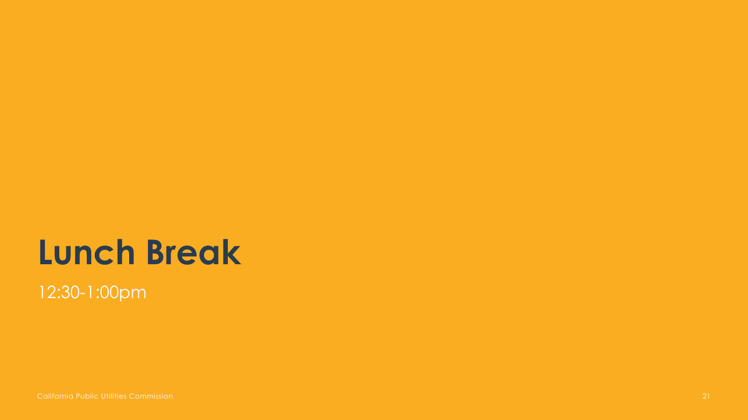# Lunch Break

12:30-1:00pm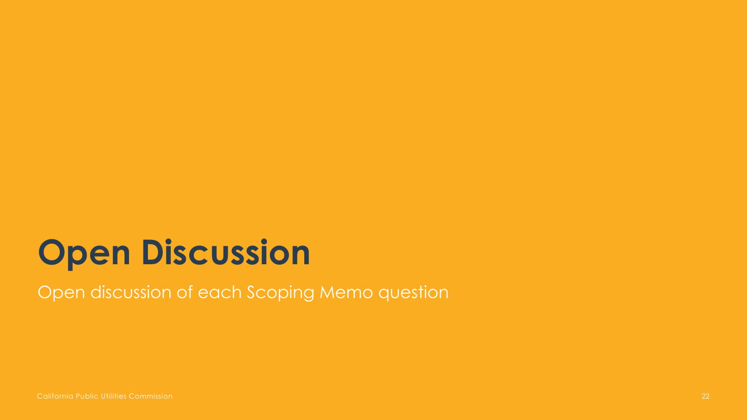# Open Discussion

Open discussion of each Scoping Memo question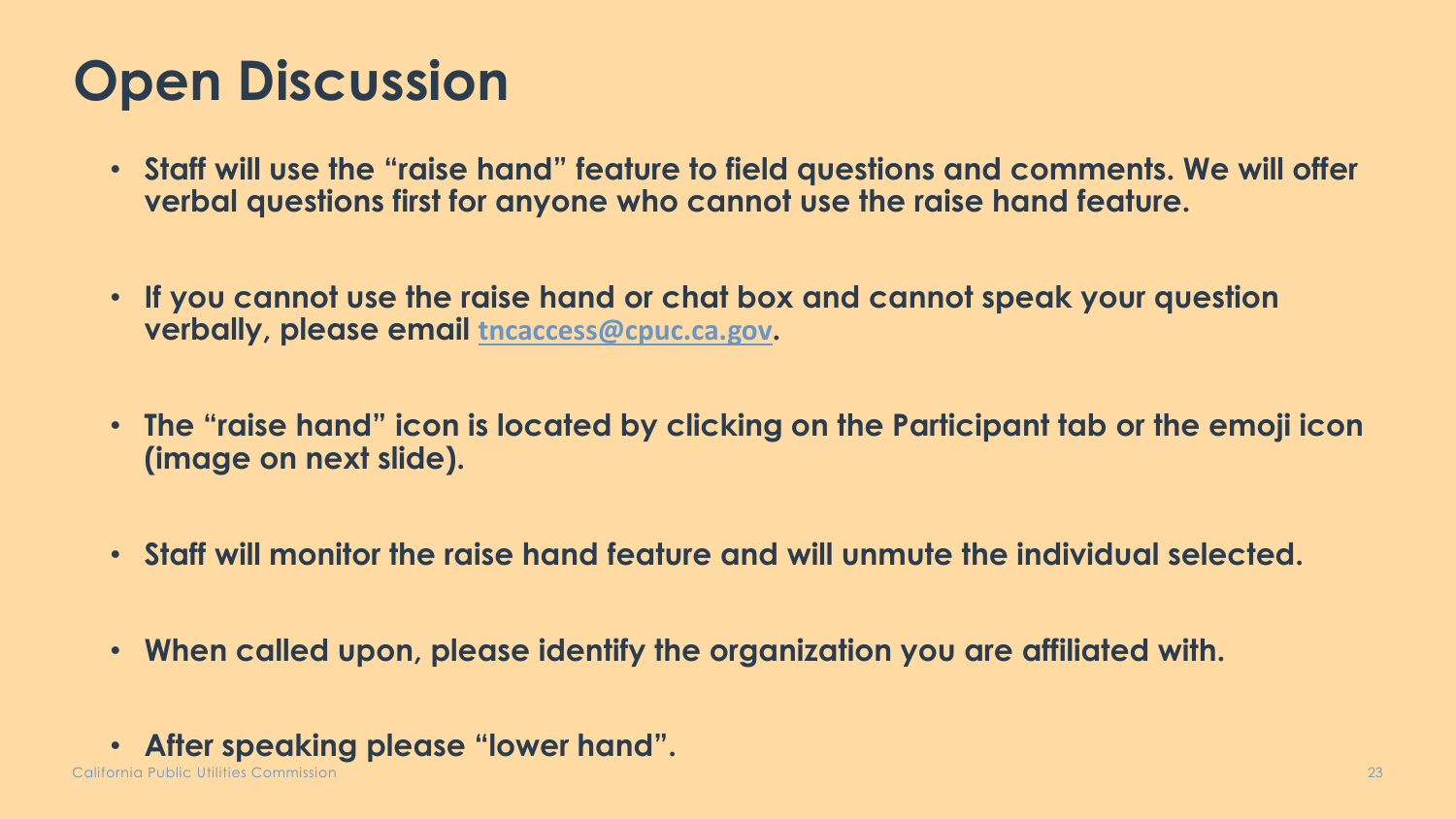# Open Discussion

- **Staff will use the "raise hand" feature to field questions and comments. We will offer verbal questions first for anyone who cannot use the raise hand feature.**
- **If you cannot use the raise hand or chat box and cannot speak your question verbally, please email tncaccess@cpuc.ca.gov.**
- **The "raise hand" icon is located by clicking on the Participant tab or the emoji icon (image on next slide).**
- **Staff will monitor the raise hand feature and will unmute the individual selected.**
- **When called upon, please identify the organization you are affiliated with.**
- **After speaking please "lower hand".**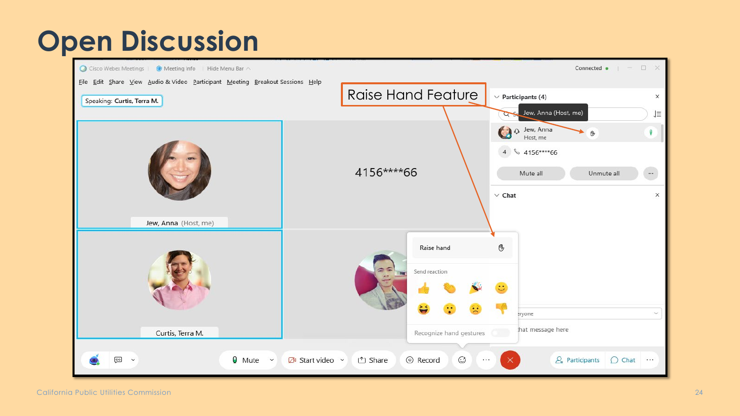# Open Discussion

Raise Hand Feature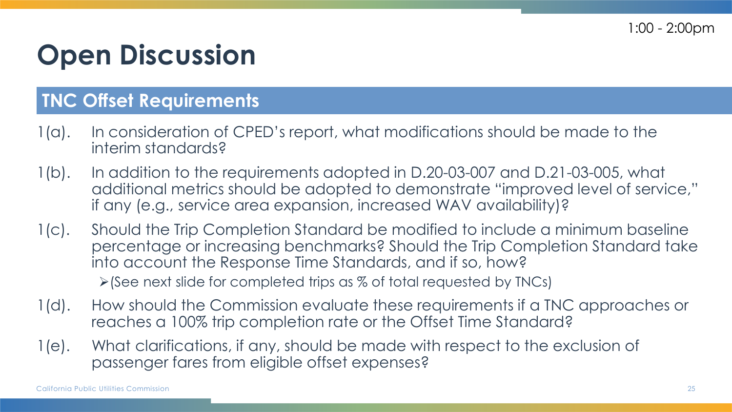1:00 - 2:00pm

# Open Discussion

## TNC Offset Requirements

1(a). In consideration of CPED's report, what modifications should be made to the interim standards?

1(b). In addition to the requirements adopted in D.20-03-007 and D.21-03-005, what additional metrics should be adopted to demonstrate "improved level of service," if any (e.g., service area expansion, increased WAV availability)?

1(c). Should the Trip Completion Standard be modified to include a minimum baseline percentage or increasing benchmarks? Should the Trip Completion Standard take into account the Response Time Standards, and if so, how?

- (See next slide for completed trips as % of total requested by TNCs)

1(d). How should the Commission evaluate these requirements if a TNC approaches or reaches a 100% trip completion rate or the Offset Time Standard?

1(e). What clarifications, if any, should be made with respect to the exclusion of passenger fares from eligible offset expenses?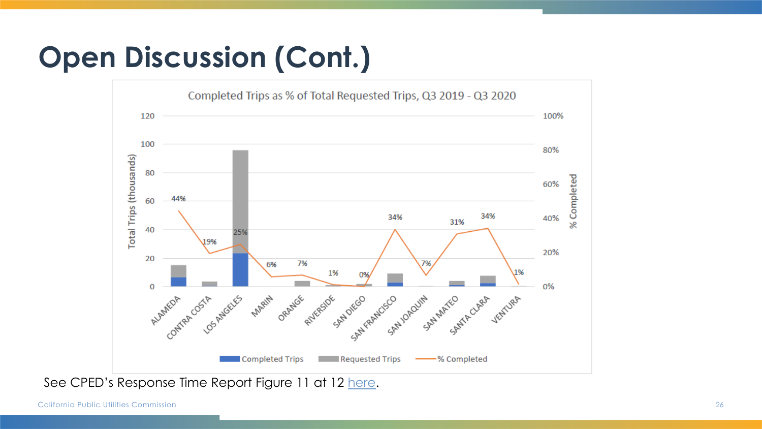# Open Discussion (Cont.)

**Completed Trips as % of Total Requested Trips, Q3 2019 - Q3 2020**

| County | % Completed |
|---|---|
| ALAMEDA | 44% |
| CONTRA COSTA | 19% |
| LOS ANGELES | 25% |
| MARIN | 6% |
| ORANGE | 7% |
| RIVERSIDE | 1% |
| SAN DIEGO | 0% |
| SAN FRANCISCO | 34% |
| SAN JOAQUIN | 7% |
| SAN MATEO | 31% |
| SANTA CLARA | 34% |
| VENTURA | 1% |

Total Trips (thousands) | % Completed

Completed Trips | Requested Trips | % Completed

See CPED's Response Time Report Figure 11 at 12 here.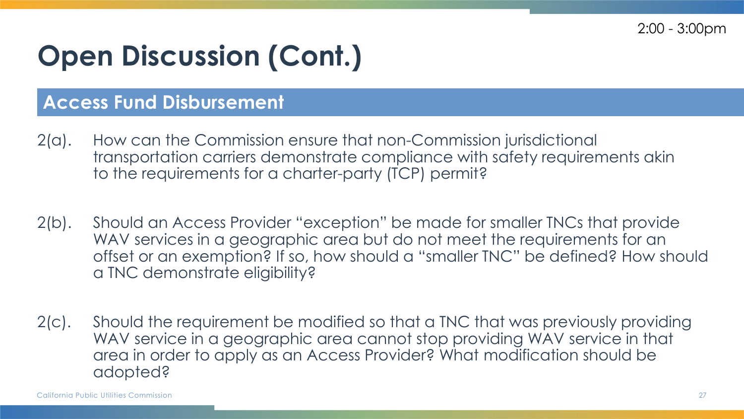2:00 - 3:00pm

# Open Discussion (Cont.)

## Access Fund Disbursement

2(a). How can the Commission ensure that non-Commission jurisdictional transportation carriers demonstrate compliance with safety requirements akin to the requirements for a charter-party (TCP) permit?

2(b). Should an Access Provider "exception" be made for smaller TNCs that provide WAV services in a geographic area but do not meet the requirements for an offset or an exemption? If so, how should a "smaller TNC" be defined? How should a TNC demonstrate eligibility?

2(c). Should the requirement be modified so that a TNC that was previously providing WAV service in a geographic area cannot stop providing WAV service in that area in order to apply as an Access Provider? What modification should be adopted?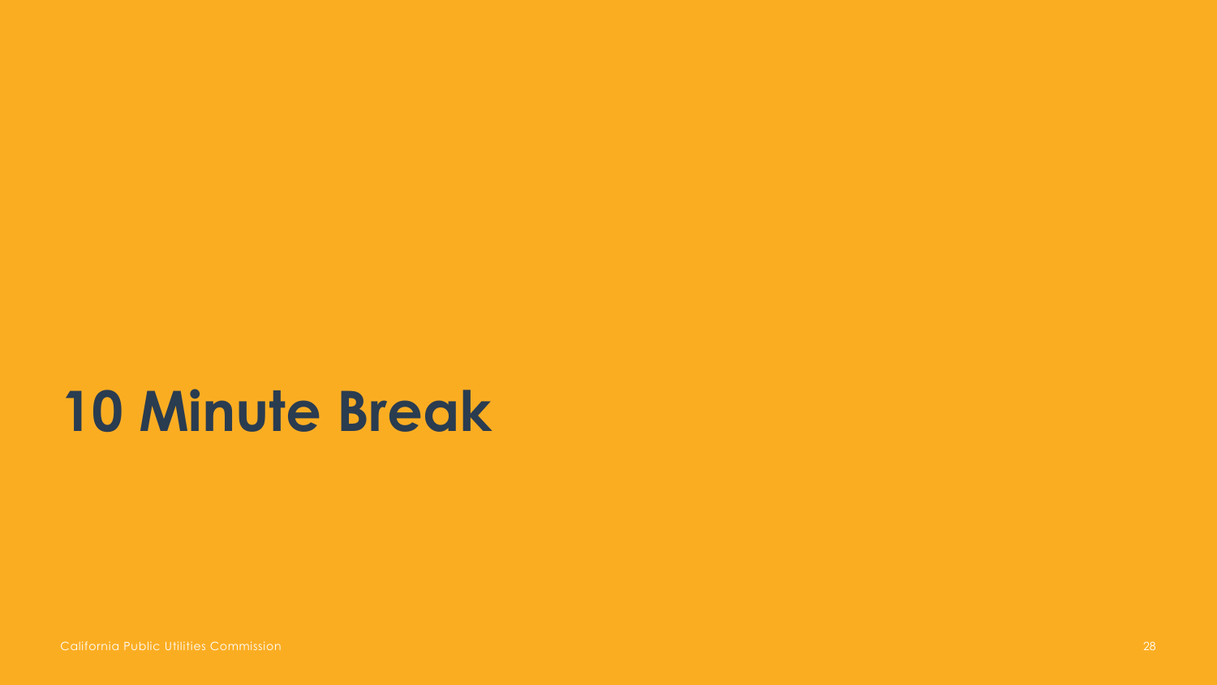# 10 Minute Break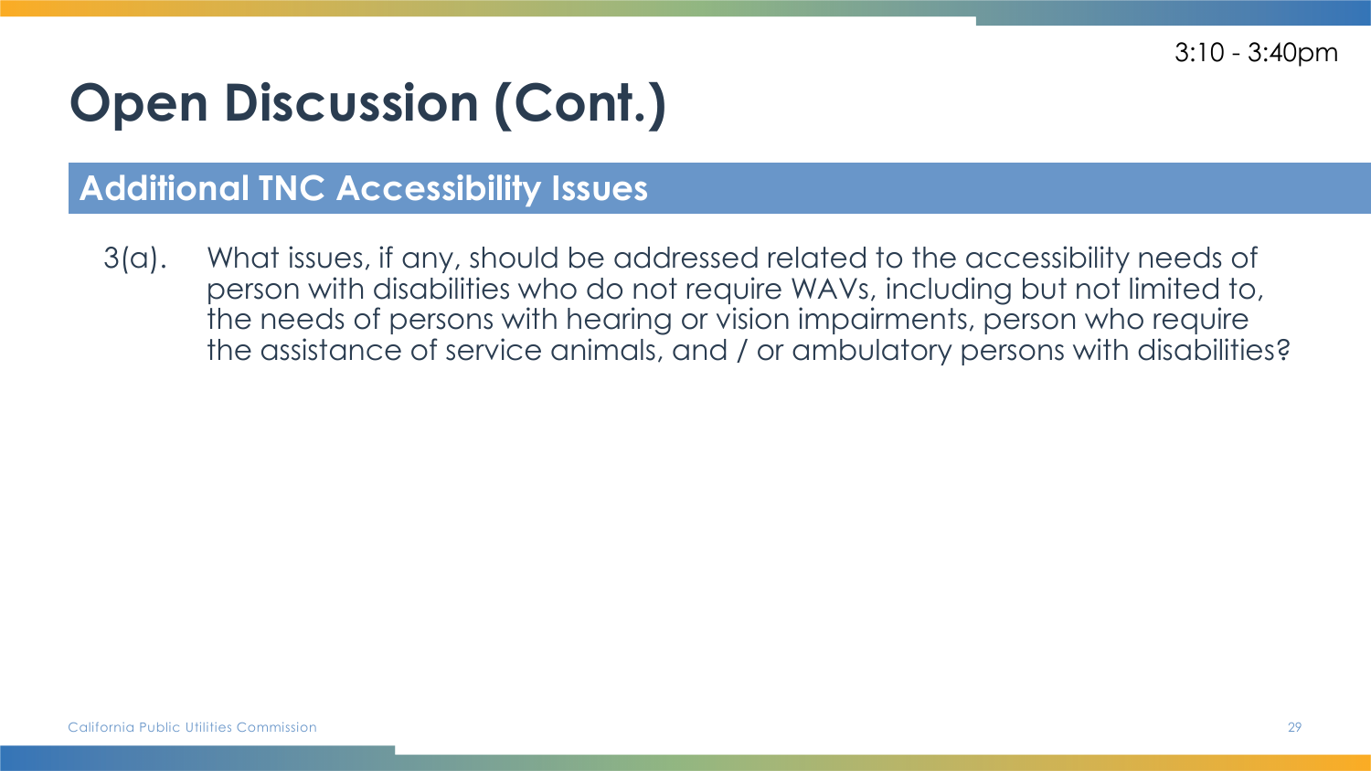3:10 - 3:40pm

# Open Discussion (Cont.)

## Additional TNC Accessibility Issues

3(a). What issues, if any, should be addressed related to the accessibility needs of person with disabilities who do not require WAVs, including but not limited to, the needs of persons with hearing or vision impairments, person who require the assistance of service animals, and / or ambulatory persons with disabilities?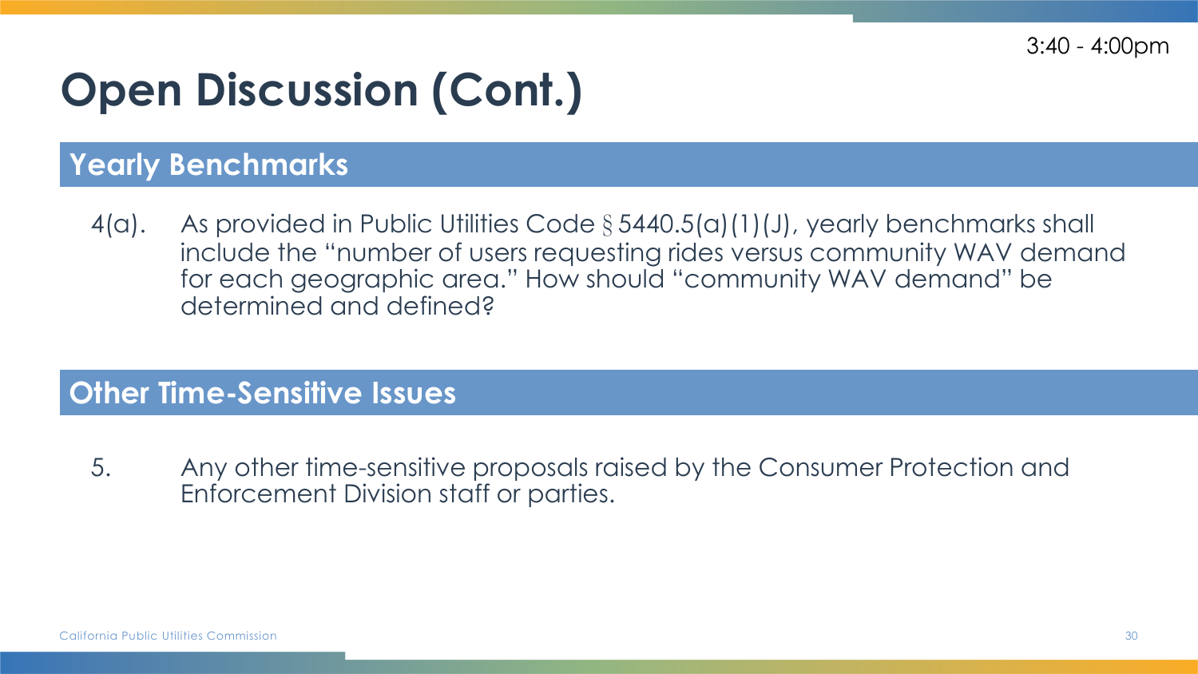3:40 - 4:00pm

# Open Discussion (Cont.)

## Yearly Benchmarks

4(a). As provided in Public Utilities Code § 5440.5(a)(1)(J), yearly benchmarks shall include the "number of users requesting rides versus community WAV demand for each geographic area." How should "community WAV demand" be determined and defined?

## Other Time-Sensitive Issues

5. Any other time-sensitive proposals raised by the Consumer Protection and Enforcement Division staff or parties.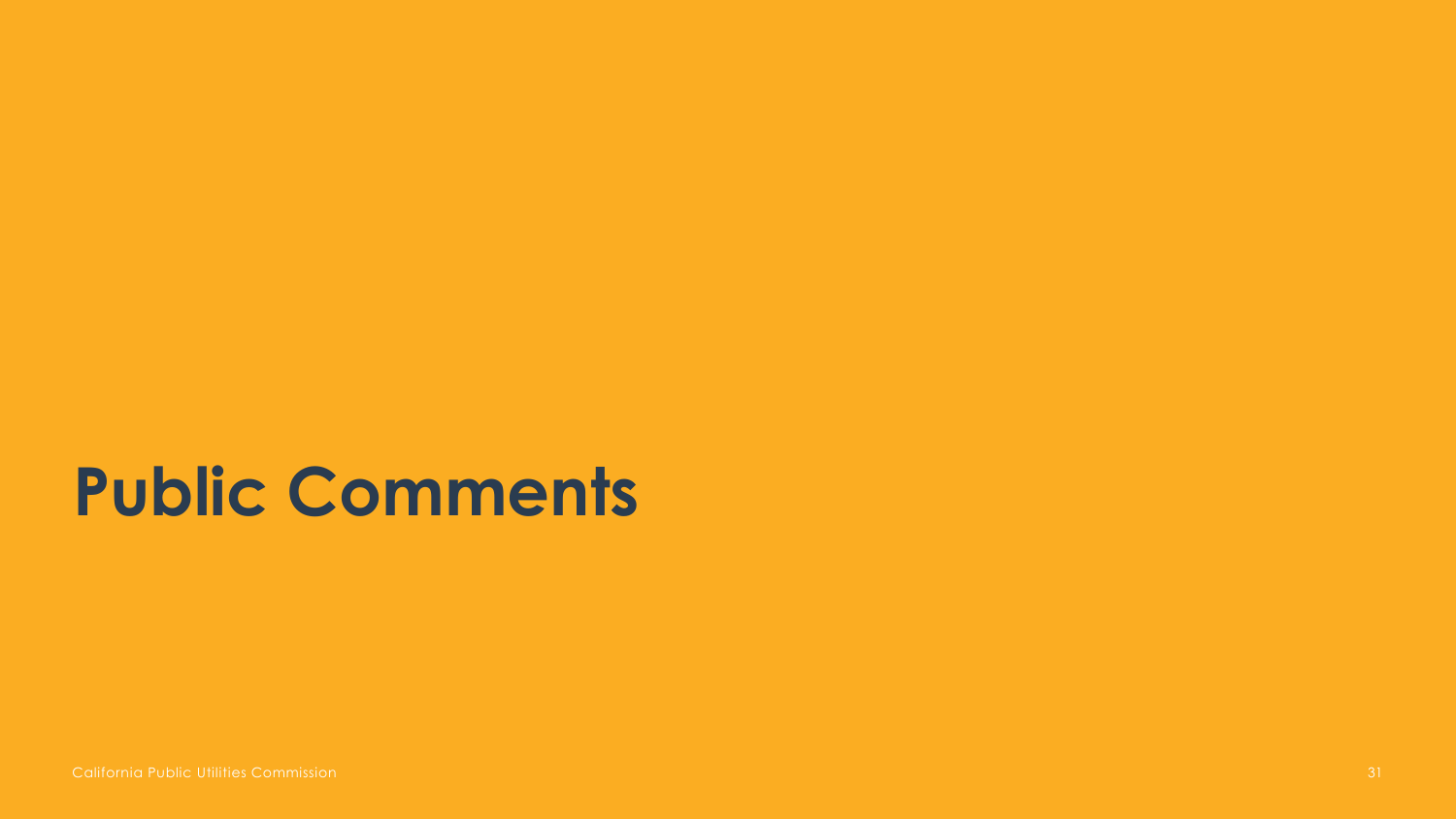# Public Comments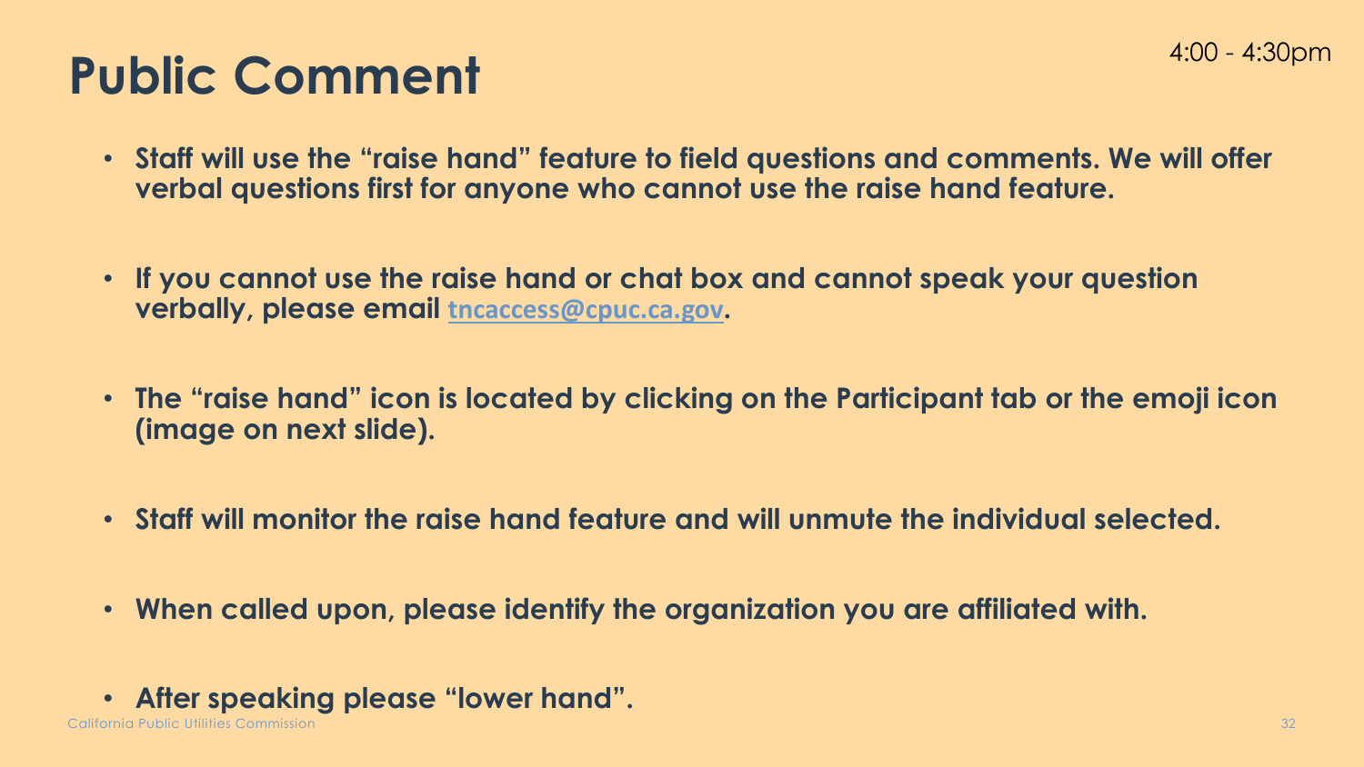# Public Comment

4:00 - 4:30pm

- **Staff will use the "raise hand" feature to field questions and comments. We will offer verbal questions first for anyone who cannot use the raise hand feature.**
- **If you cannot use the raise hand or chat box and cannot speak your question verbally, please email tncaccess@cpuc.ca.gov.**
- **The "raise hand" icon is located by clicking on the Participant tab or the emoji icon (image on next slide).**
- **Staff will monitor the raise hand feature and will unmute the individual selected.**
- **When called upon, please identify the organization you are affiliated with.**
- **After speaking please "lower hand".**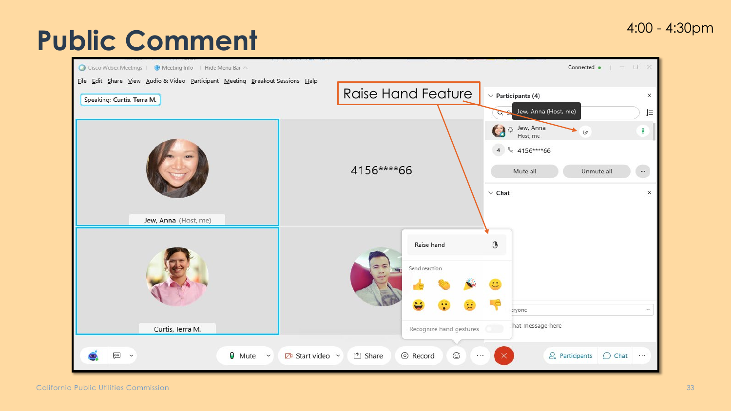# Public Comment

4:00 - 4:30pm

Raise Hand Feature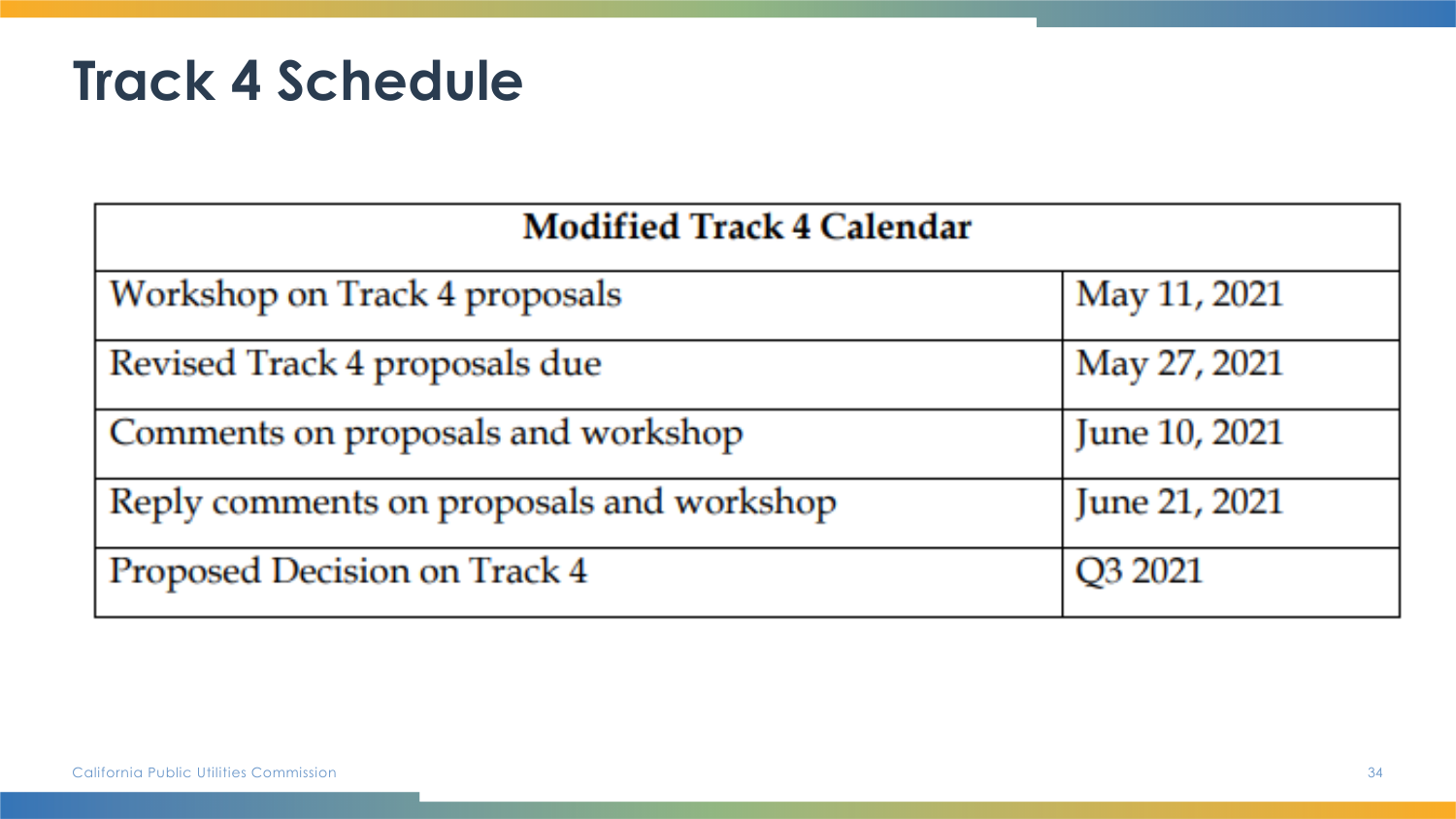# Track 4 Schedule

| Modified Track 4 Calendar | |
|---|---|
| Workshop on Track 4 proposals | May 11, 2021 |
| Revised Track 4 proposals due | May 27, 2021 |
| Comments on proposals and workshop | June 10, 2021 |
| Reply comments on proposals and workshop | June 21, 2021 |
| Proposed Decision on Track 4 | Q3 2021 |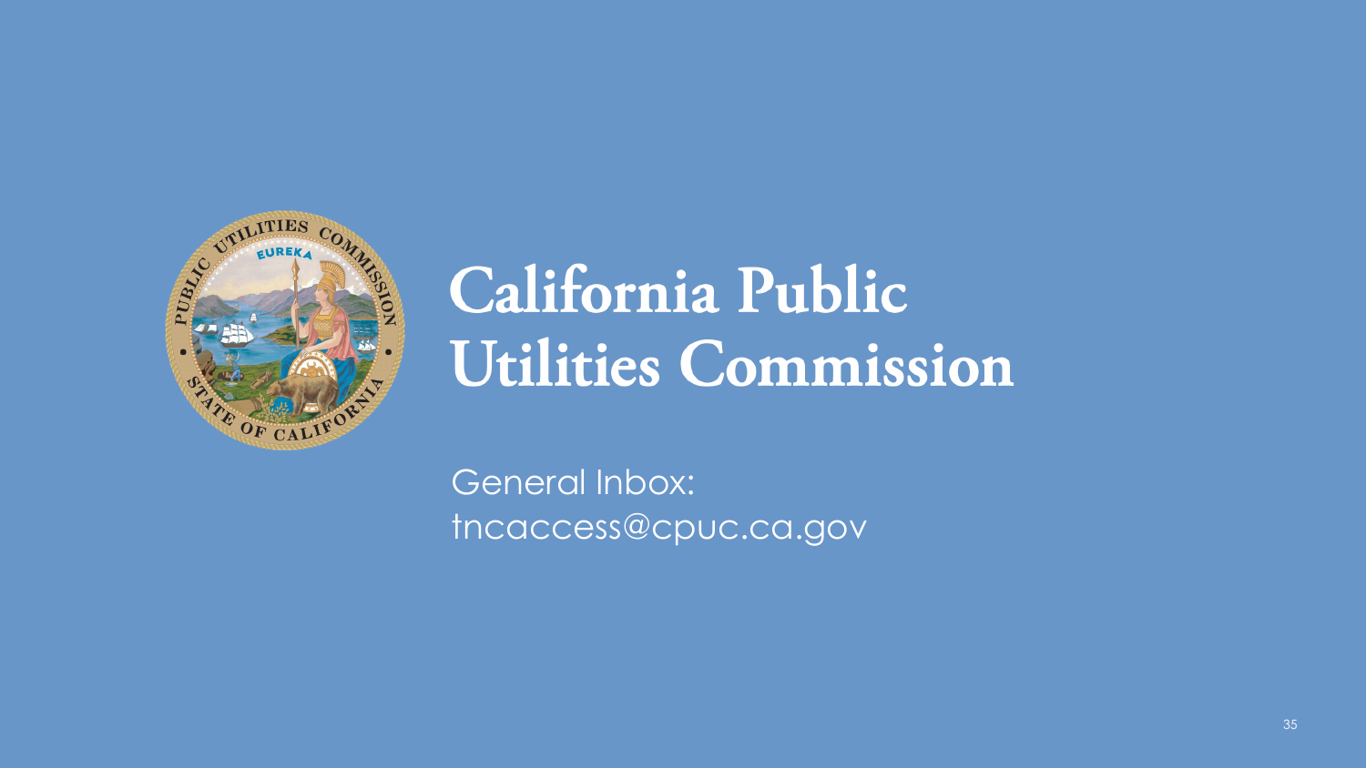# California Public Utilities Commission

General Inbox:
tncaccess@cpuc.ca.gov